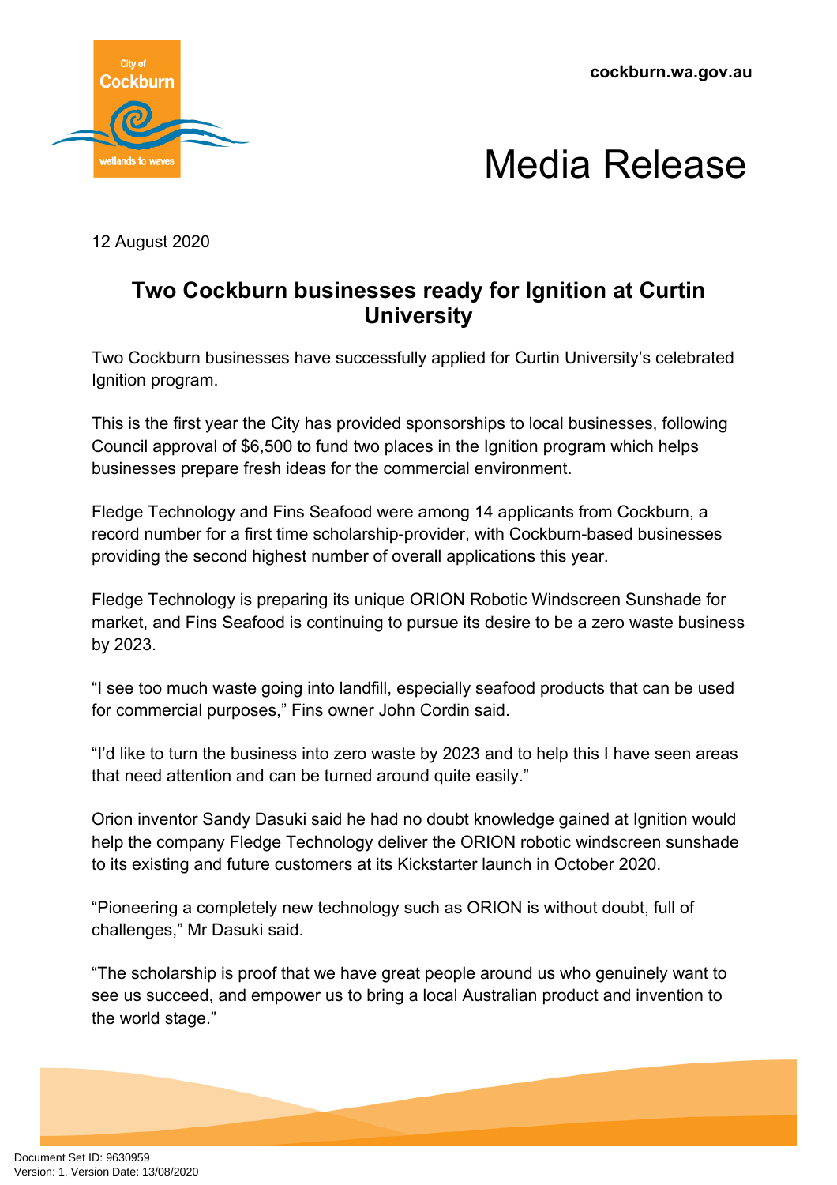cockburn.wa.gov.au

# Media Release

12 August 2020

## Two Cockburn businesses ready for Ignition at Curtin University

Two Cockburn businesses have successfully applied for Curtin University's celebrated Ignition program.

This is the first year the City has provided sponsorships to local businesses, following Council approval of $6,500 to fund two places in the Ignition program which helps businesses prepare fresh ideas for the commercial environment.

Fledge Technology and Fins Seafood were among 14 applicants from Cockburn, a record number for a first time scholarship-provider, with Cockburn-based businesses providing the second highest number of overall applications this year.

Fledge Technology is preparing its unique ORION Robotic Windscreen Sunshade for market, and Fins Seafood is continuing to pursue its desire to be a zero waste business by 2023.

"I see too much waste going into landfill, especially seafood products that can be used for commercial purposes," Fins owner John Cordin said.

"I'd like to turn the business into zero waste by 2023 and to help this I have seen areas that need attention and can be turned around quite easily."

Orion inventor Sandy Dasuki said he had no doubt knowledge gained at Ignition would help the company Fledge Technology deliver the ORION robotic windscreen sunshade to its existing and future customers at its Kickstarter launch in October 2020.

"Pioneering a completely new technology such as ORION is without doubt, full of challenges," Mr Dasuki said.

"The scholarship is proof that we have great people around us who genuinely want to see us succeed, and empower us to bring a local Australian product and invention to the world stage."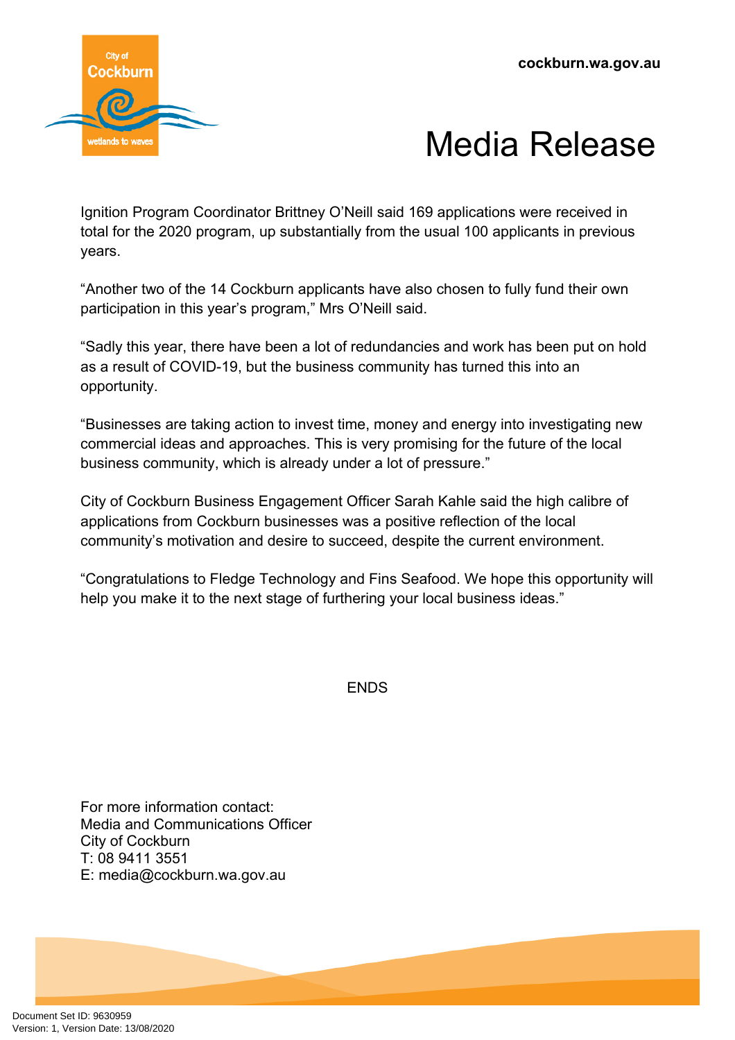# Media Release

Ignition Program Coordinator Brittney O'Neill said 169 applications were received in total for the 2020 program, up substantially from the usual 100 applicants in previous years.

"Another two of the 14 Cockburn applicants have also chosen to fully fund their own participation in this year's program," Mrs O'Neill said.

"Sadly this year, there have been a lot of redundancies and work has been put on hold as a result of COVID-19, but the business community has turned this into an opportunity.

"Businesses are taking action to invest time, money and energy into investigating new commercial ideas and approaches. This is very promising for the future of the local business community, which is already under a lot of pressure."

City of Cockburn Business Engagement Officer Sarah Kahle said the high calibre of applications from Cockburn businesses was a positive reflection of the local community's motivation and desire to succeed, despite the current environment.

"Congratulations to Fledge Technology and Fins Seafood. We hope this opportunity will help you make it to the next stage of furthering your local business ideas."

ENDS

For more information contact:
Media and Communications Officer
City of Cockburn
T: 08 9411 3551
E: media@cockburn.wa.gov.au